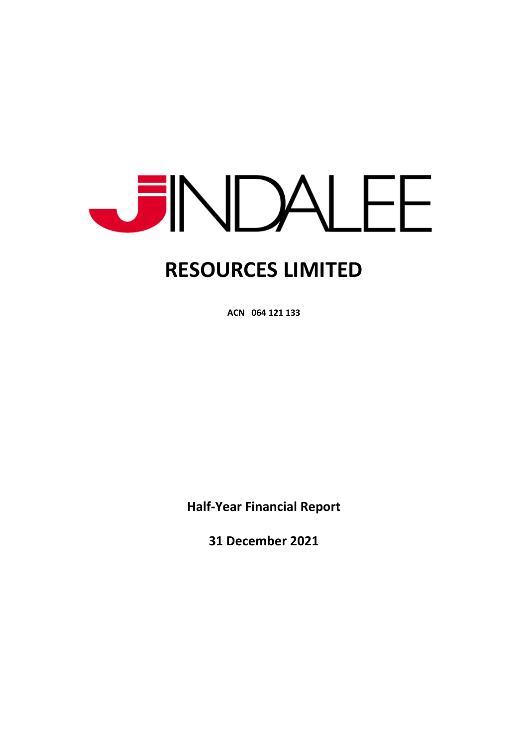# JINDALEE

# RESOURCES LIMITED

**ACN 064 121 133**

**Half-Year Financial Report**

**31 December 2021**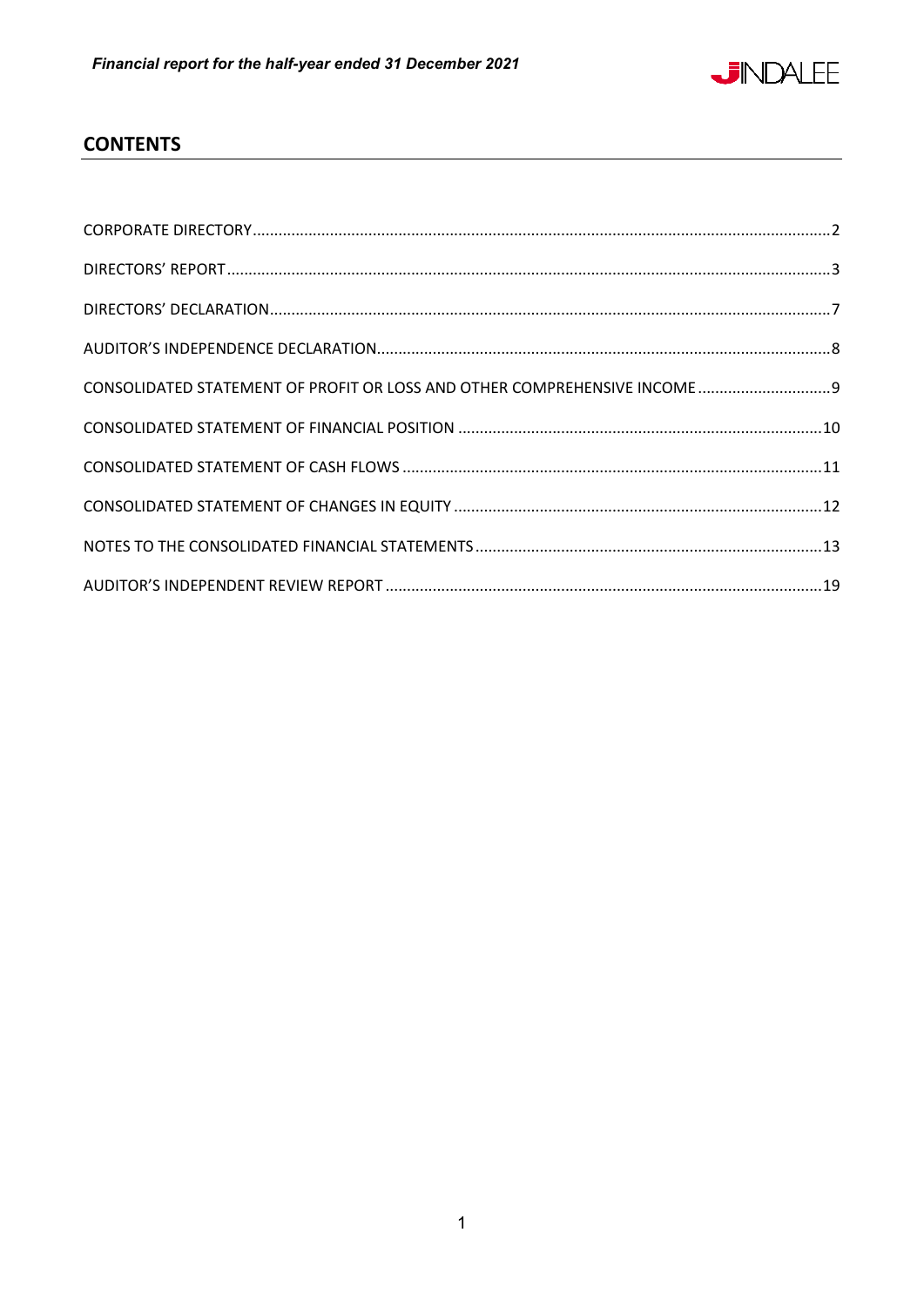## CONTENTS

CORPORATE DIRECTORY ..... 2

DIRECTORS' REPORT ..... 3

DIRECTORS' DECLARATION ..... 7

AUDITOR'S INDEPENDENCE DECLARATION ..... 8

CONSOLIDATED STATEMENT OF PROFIT OR LOSS AND OTHER COMPREHENSIVE INCOME ..... 9

CONSOLIDATED STATEMENT OF FINANCIAL POSITION ..... 10

CONSOLIDATED STATEMENT OF CASH FLOWS ..... 11

CONSOLIDATED STATEMENT OF CHANGES IN EQUITY ..... 12

NOTES TO THE CONSOLIDATED FINANCIAL STATEMENTS ..... 13

AUDITOR'S INDEPENDENT REVIEW REPORT ..... 19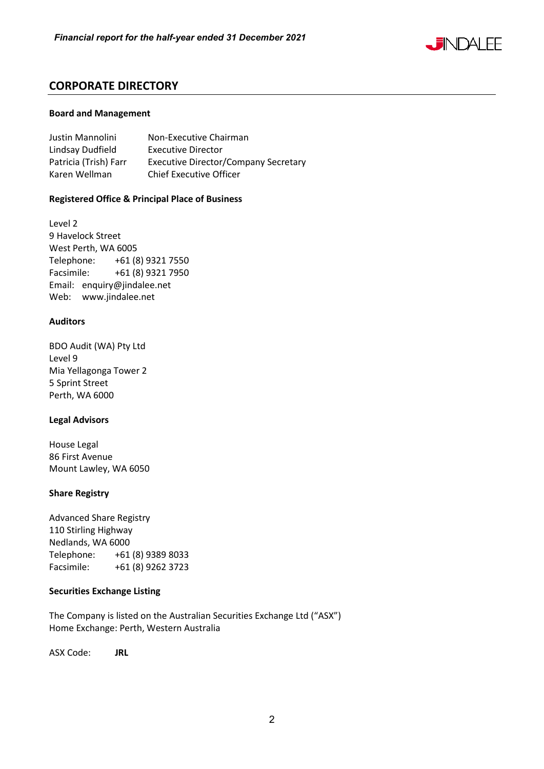## CORPORATE DIRECTORY

**Board and Management**

| | |
|---|---|
| Justin Mannolini | Non-Executive Chairman |
| Lindsay Dudfield | Executive Director |
| Patricia (Trish) Farr | Executive Director/Company Secretary |
| Karen Wellman | Chief Executive Officer |

**Registered Office & Principal Place of Business**

Level 2
9 Havelock Street
West Perth, WA 6005
Telephone: +61 (8) 9321 7550
Facsimile: +61 (8) 9321 7950
Email: enquiry@jindalee.net
Web: www.jindalee.net

**Auditors**

BDO Audit (WA) Pty Ltd
Level 9
Mia Yellagonga Tower 2
5 Sprint Street
Perth, WA 6000

**Legal Advisors**

House Legal
86 First Avenue
Mount Lawley, WA 6050

**Share Registry**

Advanced Share Registry
110 Stirling Highway
Nedlands, WA 6000
Telephone: +61 (8) 9389 8033
Facsimile: +61 (8) 9262 3723

**Securities Exchange Listing**

The Company is listed on the Australian Securities Exchange Ltd ("ASX")
Home Exchange: Perth, Western Australia

ASX Code: **JRL**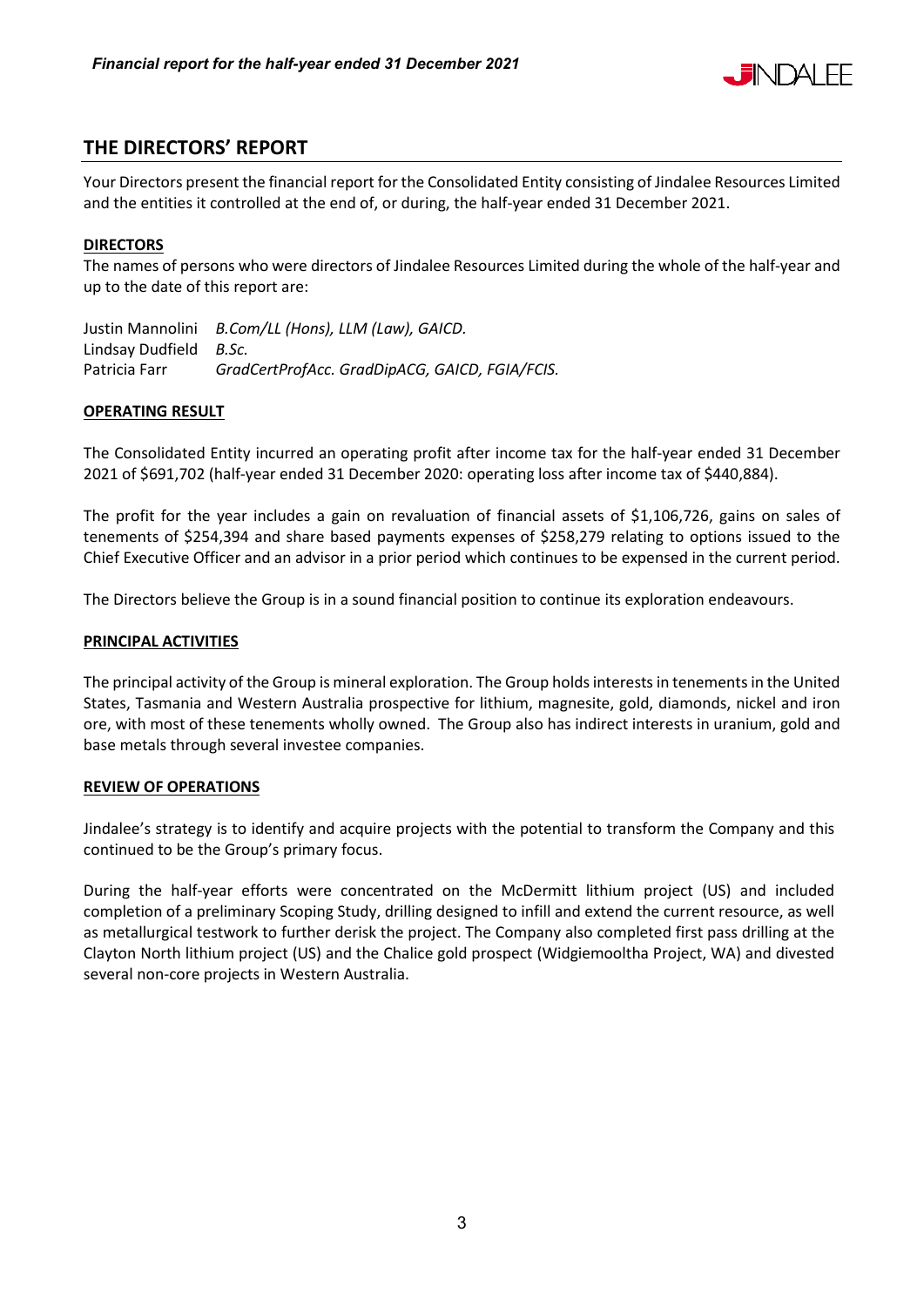## THE DIRECTORS' REPORT

Your Directors present the financial report for the Consolidated Entity consisting of Jindalee Resources Limited and the entities it controlled at the end of, or during, the half-year ended 31 December 2021.

**DIRECTORS**

The names of persons who were directors of Jindalee Resources Limited during the whole of the half-year and up to the date of this report are:

Justin Mannolini *B.Com/LL (Hons), LLM (Law), GAICD.*
Lindsay Dudfield *B.Sc.*
Patricia Farr *GradCertProfAcc. GradDipACG, GAICD, FGIA/FCIS.*

**OPERATING RESULT**

The Consolidated Entity incurred an operating profit after income tax for the half-year ended 31 December 2021 of $691,702 (half-year ended 31 December 2020: operating loss after income tax of $440,884).

The profit for the year includes a gain on revaluation of financial assets of $1,106,726, gains on sales of tenements of $254,394 and share based payments expenses of $258,279 relating to options issued to the Chief Executive Officer and an advisor in a prior period which continues to be expensed in the current period.

The Directors believe the Group is in a sound financial position to continue its exploration endeavours.

**PRINCIPAL ACTIVITIES**

The principal activity of the Group is mineral exploration. The Group holds interests in tenements in the United States, Tasmania and Western Australia prospective for lithium, magnesite, gold, diamonds, nickel and iron ore, with most of these tenements wholly owned. The Group also has indirect interests in uranium, gold and base metals through several investee companies.

**REVIEW OF OPERATIONS**

Jindalee's strategy is to identify and acquire projects with the potential to transform the Company and this continued to be the Group's primary focus.

During the half-year efforts were concentrated on the McDermitt lithium project (US) and included completion of a preliminary Scoping Study, drilling designed to infill and extend the current resource, as well as metallurgical testwork to further derisk the project. The Company also completed first pass drilling at the Clayton North lithium project (US) and the Chalice gold prospect (Widgiemooltha Project, WA) and divested several non-core projects in Western Australia.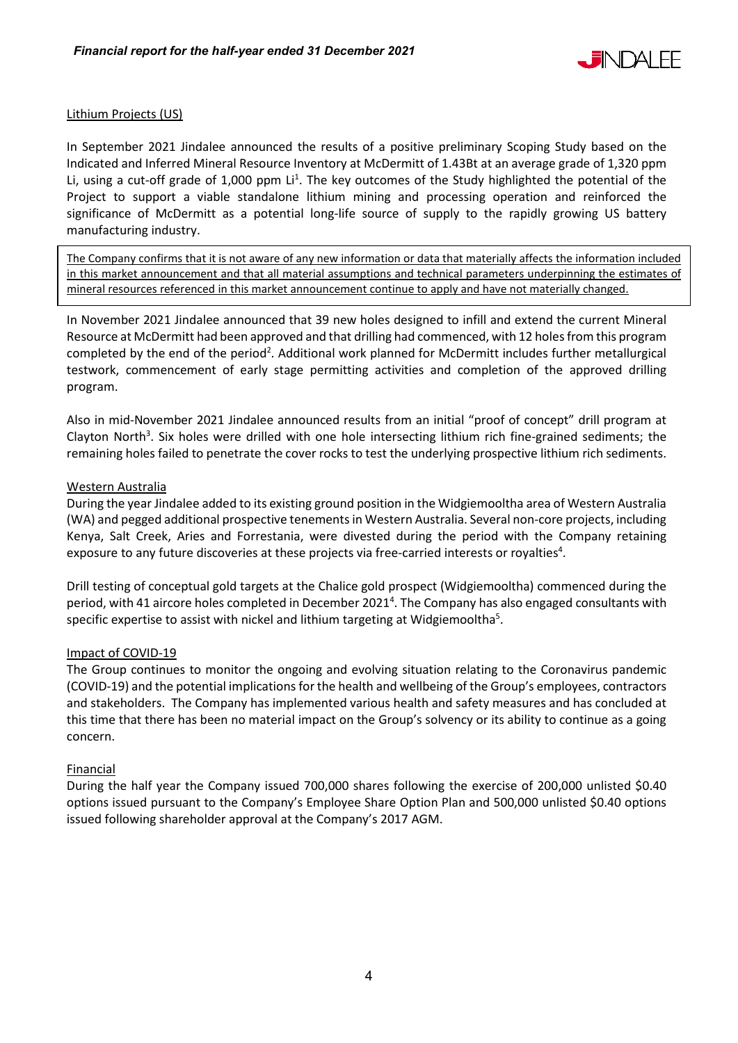## Lithium Projects (US)

In September 2021 Jindalee announced the results of a positive preliminary Scoping Study based on the Indicated and Inferred Mineral Resource Inventory at McDermitt of 1.43Bt at an average grade of 1,320 ppm Li, using a cut-off grade of 1,000 ppm Li[1]. The key outcomes of the Study highlighted the potential of the Project to support a viable standalone lithium mining and processing operation and reinforced the significance of McDermitt as a potential long-life source of supply to the rapidly growing US battery manufacturing industry.

The Company confirms that it is not aware of any new information or data that materially affects the information included in this market announcement and that all material assumptions and technical parameters underpinning the estimates of mineral resources referenced in this market announcement continue to apply and have not materially changed.

In November 2021 Jindalee announced that 39 new holes designed to infill and extend the current Mineral Resource at McDermitt had been approved and that drilling had commenced, with 12 holes from this program completed by the end of the period[2]. Additional work planned for McDermitt includes further metallurgical testwork, commencement of early stage permitting activities and completion of the approved drilling program.

Also in mid-November 2021 Jindalee announced results from an initial "proof of concept" drill program at Clayton North[3]. Six holes were drilled with one hole intersecting lithium rich fine-grained sediments; the remaining holes failed to penetrate the cover rocks to test the underlying prospective lithium rich sediments.

## Western Australia

During the year Jindalee added to its existing ground position in the Widgiemooltha area of Western Australia (WA) and pegged additional prospective tenements in Western Australia. Several non-core projects, including Kenya, Salt Creek, Aries and Forrestania, were divested during the period with the Company retaining exposure to any future discoveries at these projects via free-carried interests or royalties[4].

Drill testing of conceptual gold targets at the Chalice gold prospect (Widgiemooltha) commenced during the period, with 41 aircore holes completed in December 2021[4]. The Company has also engaged consultants with specific expertise to assist with nickel and lithium targeting at Widgiemooltha[5].

## Impact of COVID-19

The Group continues to monitor the ongoing and evolving situation relating to the Coronavirus pandemic (COVID-19) and the potential implications for the health and wellbeing of the Group's employees, contractors and stakeholders. The Company has implemented various health and safety measures and has concluded at this time that there has been no material impact on the Group's solvency or its ability to continue as a going concern.

## Financial

During the half year the Company issued 700,000 shares following the exercise of 200,000 unlisted $0.40 options issued pursuant to the Company's Employee Share Option Plan and 500,000 unlisted $0.40 options issued following shareholder approval at the Company's 2017 AGM.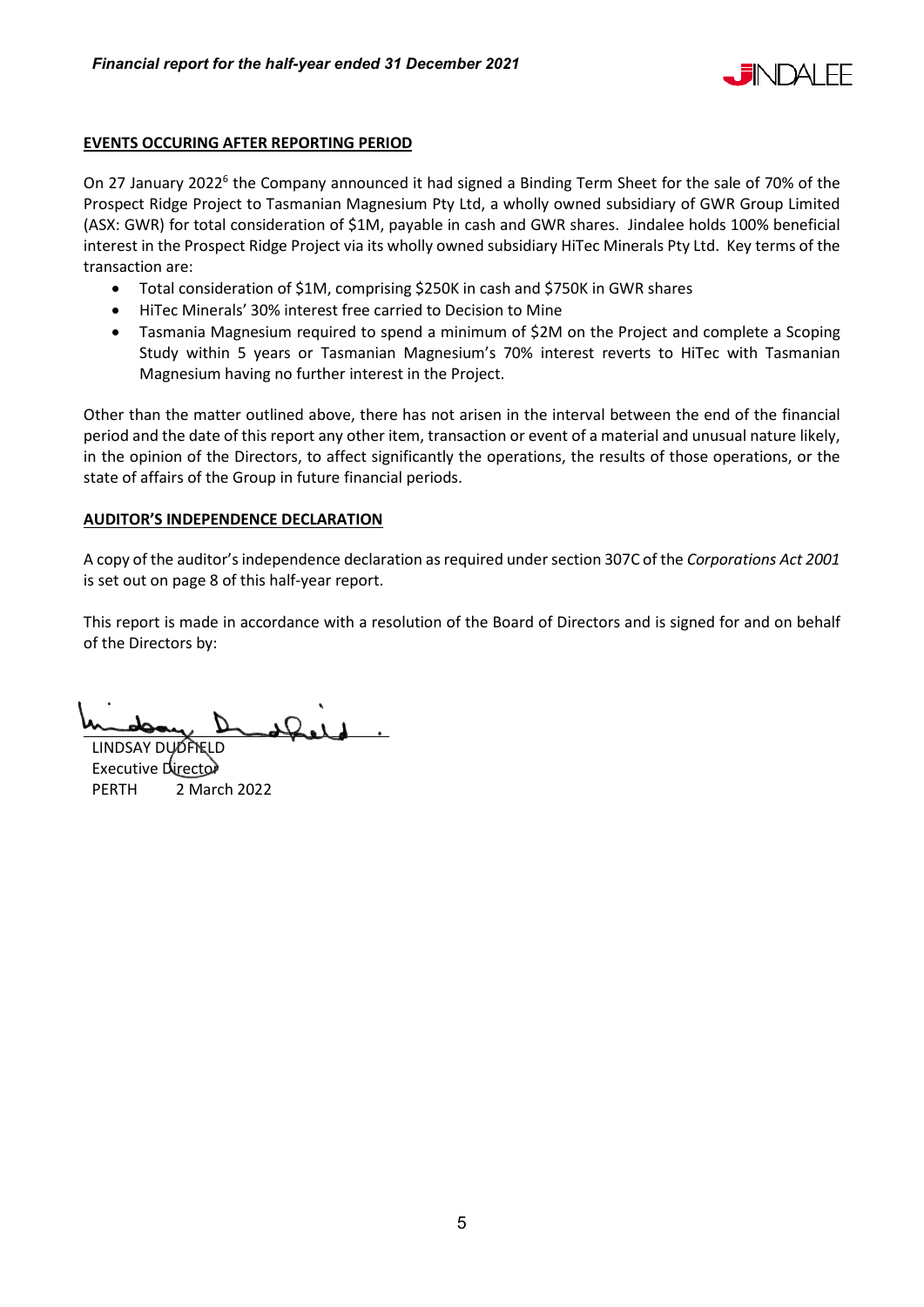## EVENTS OCCURING AFTER REPORTING PERIOD

On 27 January 2022[6] the Company announced it had signed a Binding Term Sheet for the sale of 70% of the Prospect Ridge Project to Tasmanian Magnesium Pty Ltd, a wholly owned subsidiary of GWR Group Limited (ASX: GWR) for total consideration of $1M, payable in cash and GWR shares. Jindalee holds 100% beneficial interest in the Prospect Ridge Project via its wholly owned subsidiary HiTec Minerals Pty Ltd. Key terms of the transaction are:

- Total consideration of $1M, comprising $250K in cash and $750K in GWR shares
- HiTec Minerals' 30% interest free carried to Decision to Mine
- Tasmania Magnesium required to spend a minimum of $2M on the Project and complete a Scoping Study within 5 years or Tasmanian Magnesium's 70% interest reverts to HiTec with Tasmanian Magnesium having no further interest in the Project.

Other than the matter outlined above, there has not arisen in the interval between the end of the financial period and the date of this report any other item, transaction or event of a material and unusual nature likely, in the opinion of the Directors, to affect significantly the operations, the results of those operations, or the state of affairs of the Group in future financial periods.

## AUDITOR'S INDEPENDENCE DECLARATION

A copy of the auditor's independence declaration as required under section 307C of the *Corporations Act 2001* is set out on page 8 of this half-year report.

This report is made in accordance with a resolution of the Board of Directors and is signed for and on behalf of the Directors by:

LINDSAY DUDFIELD
Executive Director
PERTH 2 March 2022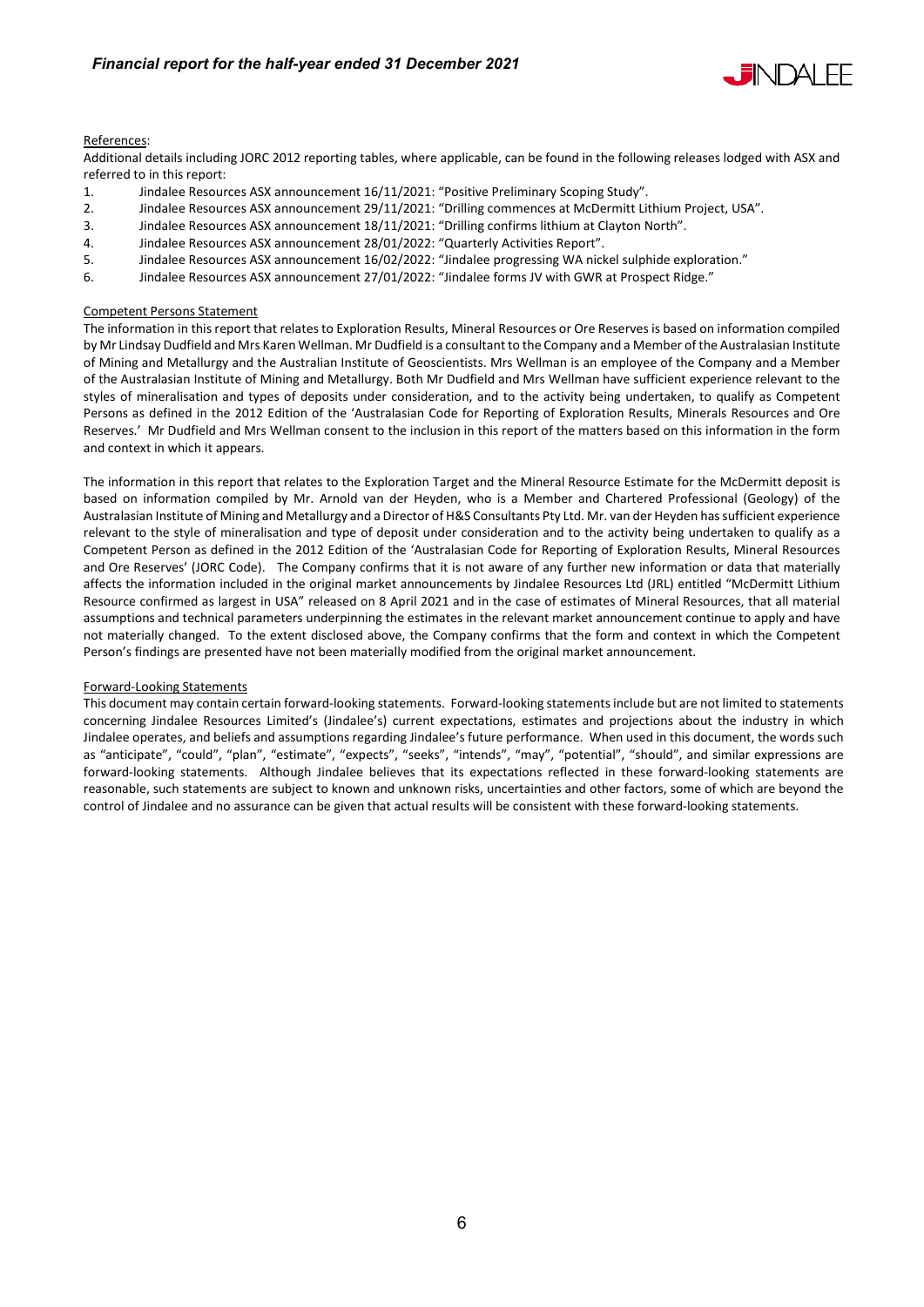References:

Additional details including JORC 2012 reporting tables, where applicable, can be found in the following releases lodged with ASX and referred to in this report:

1. Jindalee Resources ASX announcement 16/11/2021: "Positive Preliminary Scoping Study".
2. Jindalee Resources ASX announcement 29/11/2021: "Drilling commences at McDermitt Lithium Project, USA".
3. Jindalee Resources ASX announcement 18/11/2021: "Drilling confirms lithium at Clayton North".
4. Jindalee Resources ASX announcement 28/01/2022: "Quarterly Activities Report".
5. Jindalee Resources ASX announcement 16/02/2022: "Jindalee progressing WA nickel sulphide exploration."
6. Jindalee Resources ASX announcement 27/01/2022: "Jindalee forms JV with GWR at Prospect Ridge."

Competent Persons Statement

The information in this report that relates to Exploration Results, Mineral Resources or Ore Reserves is based on information compiled by Mr Lindsay Dudfield and Mrs Karen Wellman. Mr Dudfield is a consultant to the Company and a Member of the Australasian Institute of Mining and Metallurgy and the Australian Institute of Geoscientists. Mrs Wellman is an employee of the Company and a Member of the Australasian Institute of Mining and Metallurgy. Both Mr Dudfield and Mrs Wellman have sufficient experience relevant to the styles of mineralisation and types of deposits under consideration, and to the activity being undertaken, to qualify as Competent Persons as defined in the 2012 Edition of the 'Australasian Code for Reporting of Exploration Results, Minerals Resources and Ore Reserves.' Mr Dudfield and Mrs Wellman consent to the inclusion in this report of the matters based on this information in the form and context in which it appears.

The information in this report that relates to the Exploration Target and the Mineral Resource Estimate for the McDermitt deposit is based on information compiled by Mr. Arnold van der Heyden, who is a Member and Chartered Professional (Geology) of the Australasian Institute of Mining and Metallurgy and a Director of H&S Consultants Pty Ltd. Mr. van der Heyden has sufficient experience relevant to the style of mineralisation and type of deposit under consideration and to the activity being undertaken to qualify as a Competent Person as defined in the 2012 Edition of the 'Australasian Code for Reporting of Exploration Results, Mineral Resources and Ore Reserves' (JORC Code). The Company confirms that it is not aware of any further new information or data that materially affects the information included in the original market announcements by Jindalee Resources Ltd (JRL) entitled "McDermitt Lithium Resource confirmed as largest in USA" released on 8 April 2021 and in the case of estimates of Mineral Resources, that all material assumptions and technical parameters underpinning the estimates in the relevant market announcement continue to apply and have not materially changed. To the extent disclosed above, the Company confirms that the form and context in which the Competent Person's findings are presented have not been materially modified from the original market announcement.

Forward-Looking Statements

This document may contain certain forward-looking statements. Forward-looking statements include but are not limited to statements concerning Jindalee Resources Limited's (Jindalee's) current expectations, estimates and projections about the industry in which Jindalee operates, and beliefs and assumptions regarding Jindalee's future performance. When used in this document, the words such as "anticipate", "could", "plan", "estimate", "expects", "seeks", "intends", "may", "potential", "should", and similar expressions are forward-looking statements. Although Jindalee believes that its expectations reflected in these forward-looking statements are reasonable, such statements are subject to known and unknown risks, uncertainties and other factors, some of which are beyond the control of Jindalee and no assurance can be given that actual results will be consistent with these forward-looking statements.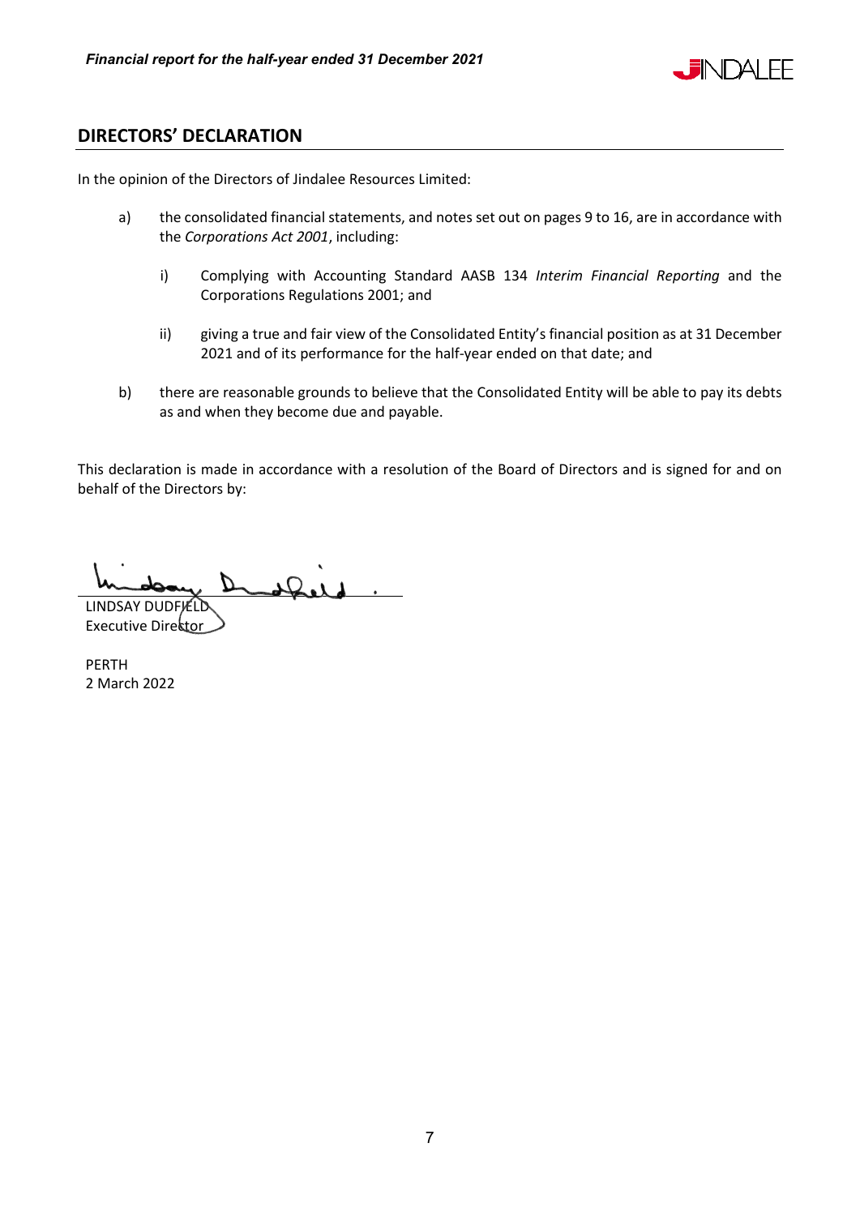## DIRECTORS' DECLARATION

In the opinion of the Directors of Jindalee Resources Limited:

a) the consolidated financial statements, and notes set out on pages 9 to 16, are in accordance with the *Corporations Act 2001*, including:

   i) Complying with Accounting Standard AASB 134 *Interim Financial Reporting* and the Corporations Regulations 2001; and

   ii) giving a true and fair view of the Consolidated Entity's financial position as at 31 December 2021 and of its performance for the half-year ended on that date; and

b) there are reasonable grounds to believe that the Consolidated Entity will be able to pay its debts as and when they become due and payable.

This declaration is made in accordance with a resolution of the Board of Directors and is signed for and on behalf of the Directors by:

LINDSAY DUDFIELD
Executive Director

PERTH
2 March 2022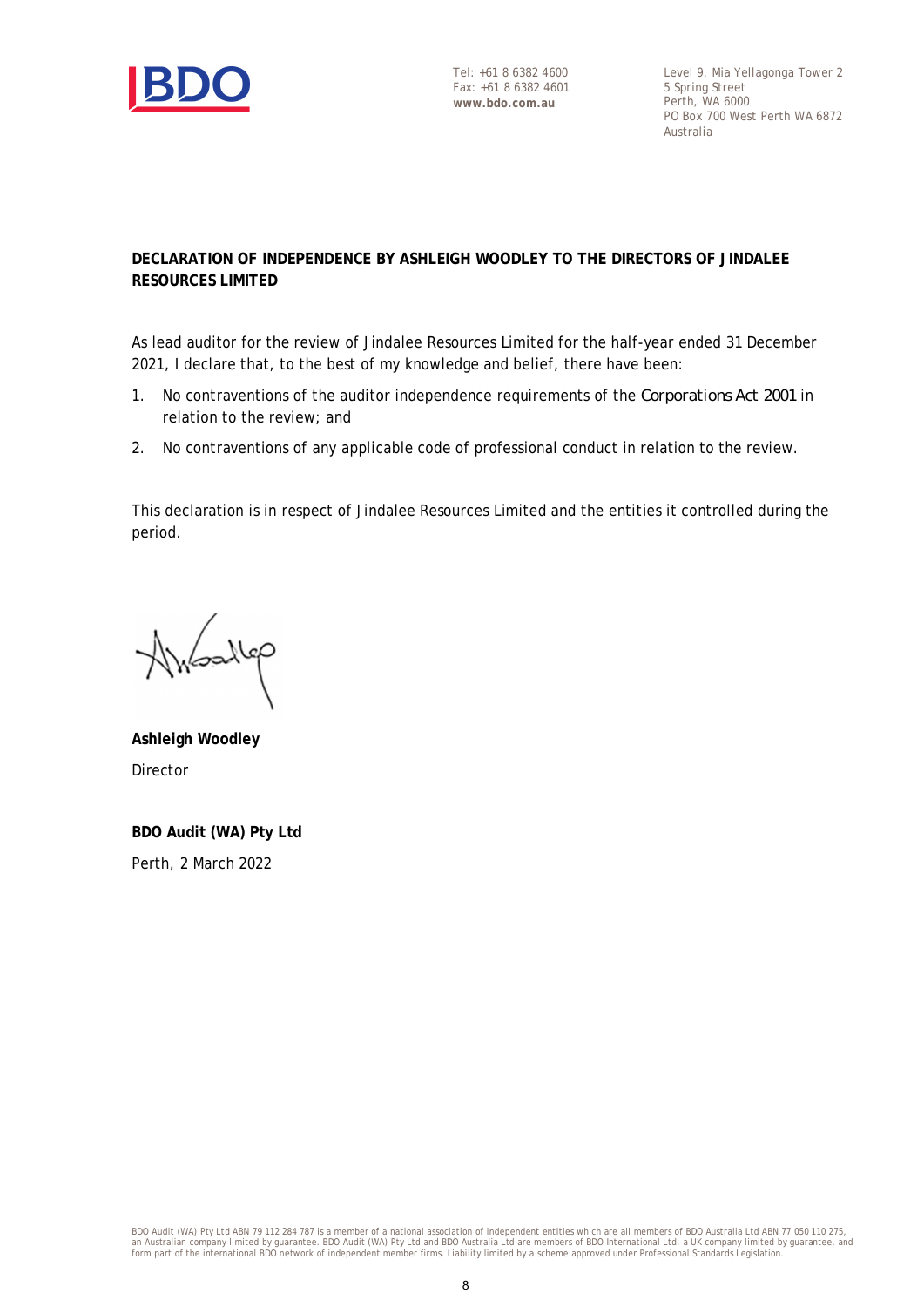Tel: +61 8 6382 4600
Fax: +61 8 6382 4601
**www.bdo.com.au**

Level 9, Mia Yellagonga Tower 2
5 Spring Street
Perth, WA 6000
PO Box 700 West Perth WA 6872
Australia

**DECLARATION OF INDEPENDENCE BY ASHLEIGH WOODLEY TO THE DIRECTORS OF JINDALEE RESOURCES LIMITED**

As lead auditor for the review of Jindalee Resources Limited for the half-year ended 31 December 2021, I declare that, to the best of my knowledge and belief, there have been:

1. No contraventions of the auditor independence requirements of the *Corporations Act 2001* in relation to the review; and
2. No contraventions of any applicable code of professional conduct in relation to the review.

This declaration is in respect of Jindalee Resources Limited and the entities it controlled during the period.

**Ashleigh Woodley**

Director

**BDO Audit (WA) Pty Ltd**

Perth, 2 March 2022

BDO Audit (WA) Pty Ltd ABN 79 112 284 787 is a member of a national association of independent entities which are all members of BDO Australia Ltd ABN 77 050 110 275, an Australian company limited by guarantee. BDO Audit (WA) Pty Ltd and BDO Australia Ltd are members of BDO International Ltd, a UK company limited by guarantee, and form part of the international BDO network of independent member firms. Liability limited by a scheme approved under Professional Standards Legislation.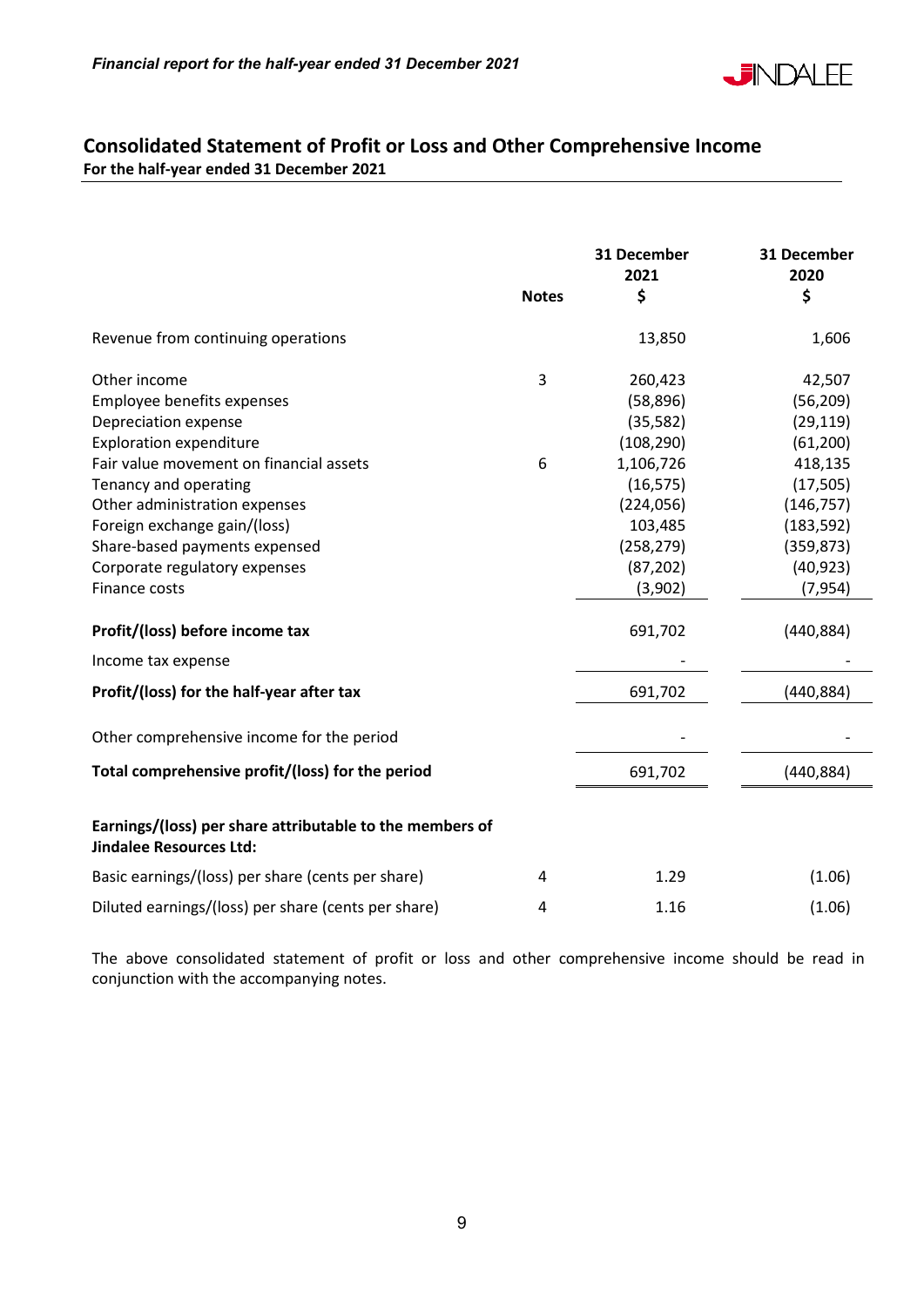## Consolidated Statement of Profit or Loss and Other Comprehensive Income

**For the half-year ended 31 December 2021**

| | Notes | 31 December 2021 $ | 31 December 2020 $ |
|---|---|---|---|
| Revenue from continuing operations | | 13,850 | 1,606 |
| Other income | 3 | 260,423 | 42,507 |
| Employee benefits expenses | | (58,896) | (56,209) |
| Depreciation expense | | (35,582) | (29,119) |
| Exploration expenditure | | (108,290) | (61,200) |
| Fair value movement on financial assets | 6 | 1,106,726 | 418,135 |
| Tenancy and operating | | (16,575) | (17,505) |
| Other administration expenses | | (224,056) | (146,757) |
| Foreign exchange gain/(loss) | | 103,485 | (183,592) |
| Share-based payments expensed | | (258,279) | (359,873) |
| Corporate regulatory expenses | | (87,202) | (40,923) |
| Finance costs | | (3,902) | (7,954) |
| **Profit/(loss) before income tax** | | 691,702 | (440,884) |
| Income tax expense | | - | - |
| **Profit/(loss) for the half-year after tax** | | 691,702 | (440,884) |
| Other comprehensive income for the period | | - | - |
| **Total comprehensive profit/(loss) for the period** | | 691,702 | (440,884) |
| **Earnings/(loss) per share attributable to the members of Jindalee Resources Ltd:** | | | |
| Basic earnings/(loss) per share (cents per share) | 4 | 1.29 | (1.06) |
| Diluted earnings/(loss) per share (cents per share) | 4 | 1.16 | (1.06) |

The above consolidated statement of profit or loss and other comprehensive income should be read in conjunction with the accompanying notes.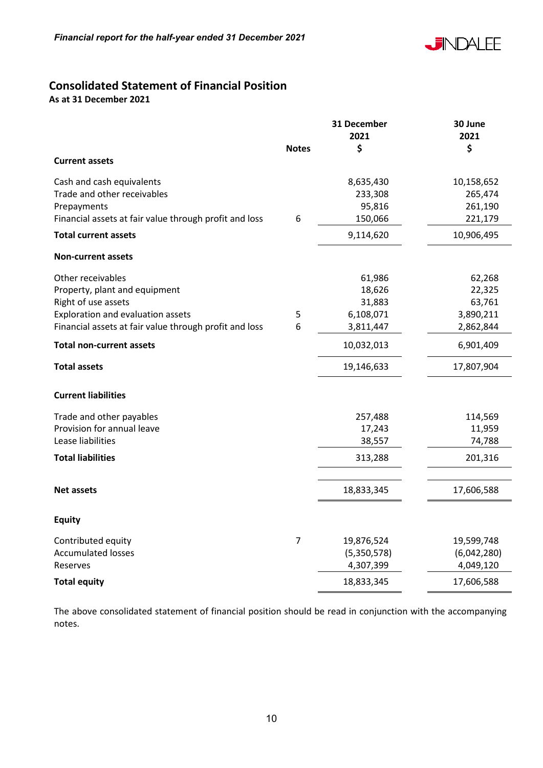## Consolidated Statement of Financial Position

**As at 31 December 2021**

| | Notes | 31 December 2021 $ | 30 June 2021 $ |
|---|---|---|---|
| **Current assets** | | | |
| Cash and cash equivalents | | 8,635,430 | 10,158,652 |
| Trade and other receivables | | 233,308 | 265,474 |
| Prepayments | | 95,816 | 261,190 |
| Financial assets at fair value through profit and loss | 6 | 150,066 | 221,179 |
| **Total current assets** | | 9,114,620 | 10,906,495 |
| **Non-current assets** | | | |
| Other receivables | | 61,986 | 62,268 |
| Property, plant and equipment | | 18,626 | 22,325 |
| Right of use assets | | 31,883 | 63,761 |
| Exploration and evaluation assets | 5 | 6,108,071 | 3,890,211 |
| Financial assets at fair value through profit and loss | 6 | 3,811,447 | 2,862,844 |
| **Total non-current assets** | | 10,032,013 | 6,901,409 |
| **Total assets** | | 19,146,633 | 17,807,904 |
| **Current liabilities** | | | |
| Trade and other payables | | 257,488 | 114,569 |
| Provision for annual leave | | 17,243 | 11,959 |
| Lease liabilities | | 38,557 | 74,788 |
| **Total liabilities** | | 313,288 | 201,316 |
| **Net assets** | | 18,833,345 | 17,606,588 |
| **Equity** | | | |
| Contributed equity | 7 | 19,876,524 | 19,599,748 |
| Accumulated losses | | (5,350,578) | (6,042,280) |
| Reserves | | 4,307,399 | 4,049,120 |
| **Total equity** | | 18,833,345 | 17,606,588 |

The above consolidated statement of financial position should be read in conjunction with the accompanying notes.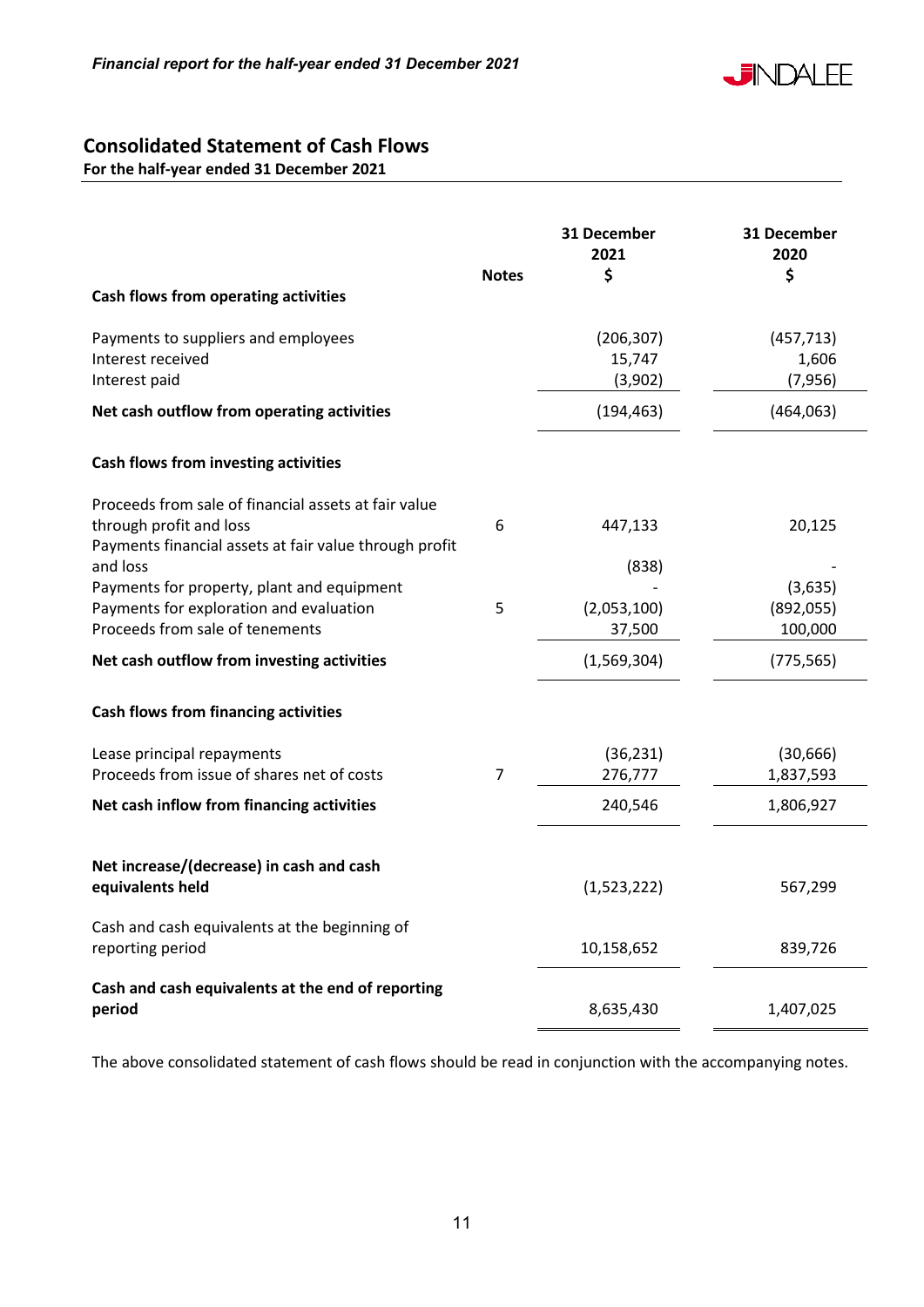## Consolidated Statement of Cash Flows

**For the half-year ended 31 December 2021**

| | Notes | 31 December 2021 $ | 31 December 2020 $ |
|---|---|---|---|
| **Cash flows from operating activities** | | | |
| Payments to suppliers and employees | | (206,307) | (457,713) |
| Interest received | | 15,747 | 1,606 |
| Interest paid | | (3,902) | (7,956) |
| **Net cash outflow from operating activities** | | (194,463) | (464,063) |
| **Cash flows from investing activities** | | | |
| Proceeds from sale of financial assets at fair value through profit and loss | 6 | 447,133 | 20,125 |
| Payments financial assets at fair value through profit and loss | | (838) | - |
| Payments for property, plant and equipment | | - | (3,635) |
| Payments for exploration and evaluation | 5 | (2,053,100) | (892,055) |
| Proceeds from sale of tenements | | 37,500 | 100,000 |
| **Net cash outflow from investing activities** | | (1,569,304) | (775,565) |
| **Cash flows from financing activities** | | | |
| Lease principal repayments | | (36,231) | (30,666) |
| Proceeds from issue of shares net of costs | 7 | 276,777 | 1,837,593 |
| **Net cash inflow from financing activities** | | 240,546 | 1,806,927 |
| **Net increase/(decrease) in cash and cash equivalents held** | | (1,523,222) | 567,299 |
| Cash and cash equivalents at the beginning of reporting period | | 10,158,652 | 839,726 |
| **Cash and cash equivalents at the end of reporting period** | | 8,635,430 | 1,407,025 |

The above consolidated statement of cash flows should be read in conjunction with the accompanying notes.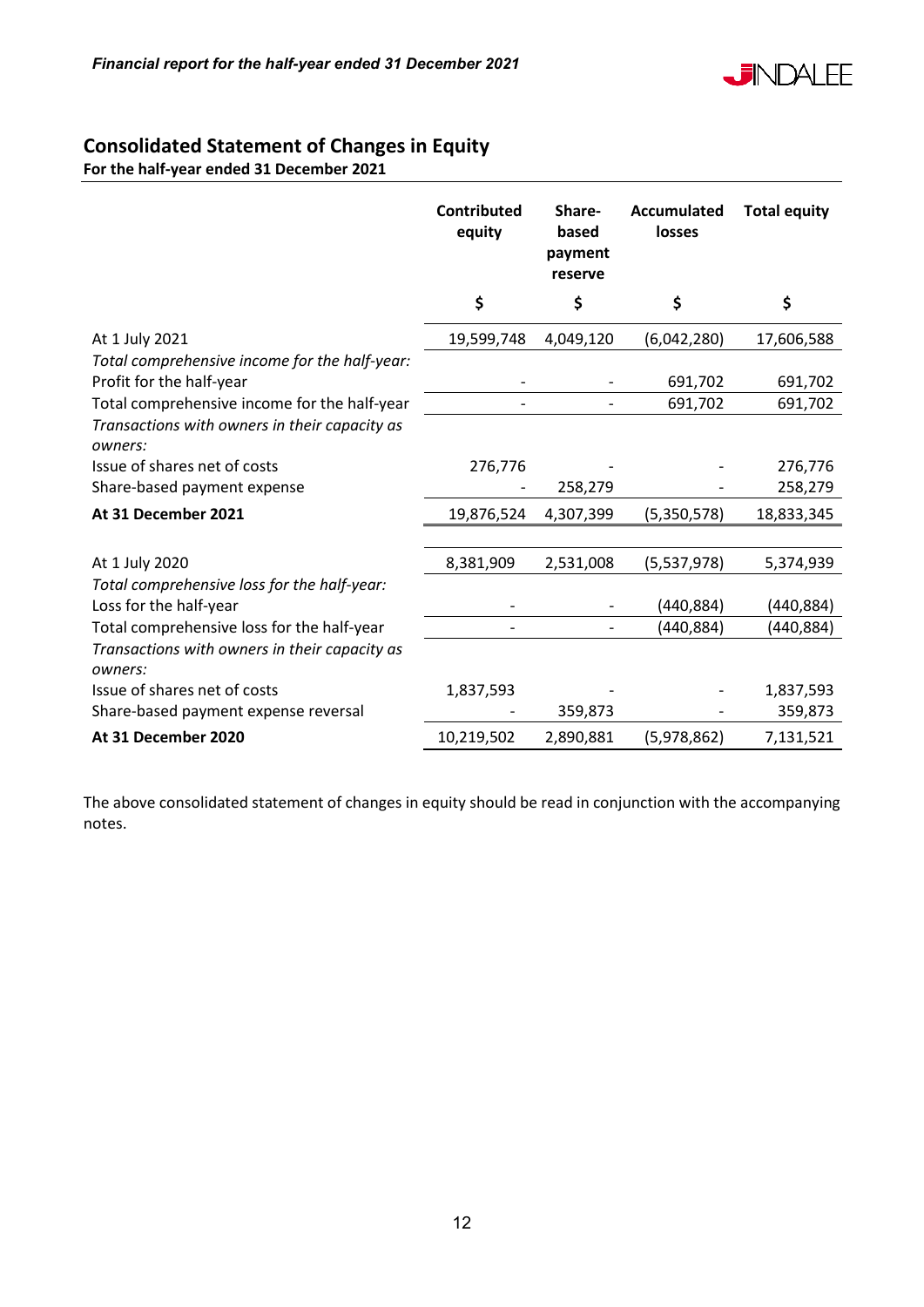## Consolidated Statement of Changes in Equity

**For the half-year ended 31 December 2021**

| | Contributed equity | Share-based payment reserve | Accumulated losses | Total equity |
|---|---|---|---|---|
| | $ | $ | $ | $ |
| At 1 July 2021 | 19,599,748 | 4,049,120 | (6,042,280) | 17,606,588 |
| *Total comprehensive income for the half-year:* | | | | |
| Profit for the half-year | - | - | 691,702 | 691,702 |
| Total comprehensive income for the half-year | - | - | 691,702 | 691,702 |
| *Transactions with owners in their capacity as owners:* | | | | |
| Issue of shares net of costs | 276,776 | - | - | 276,776 |
| Share-based payment expense | - | 258,279 | - | 258,279 |
| **At 31 December 2021** | 19,876,524 | 4,307,399 | (5,350,578) | 18,833,345 |
| | | | | |
| At 1 July 2020 | 8,381,909 | 2,531,008 | (5,537,978) | 5,374,939 |
| *Total comprehensive loss for the half-year:* | | | | |
| Loss for the half-year | - | - | (440,884) | (440,884) |
| Total comprehensive loss for the half-year | - | - | (440,884) | (440,884) |
| *Transactions with owners in their capacity as owners:* | | | | |
| Issue of shares net of costs | 1,837,593 | - | - | 1,837,593 |
| Share-based payment expense reversal | - | 359,873 | - | 359,873 |
| **At 31 December 2020** | 10,219,502 | 2,890,881 | (5,978,862) | 7,131,521 |

The above consolidated statement of changes in equity should be read in conjunction with the accompanying notes.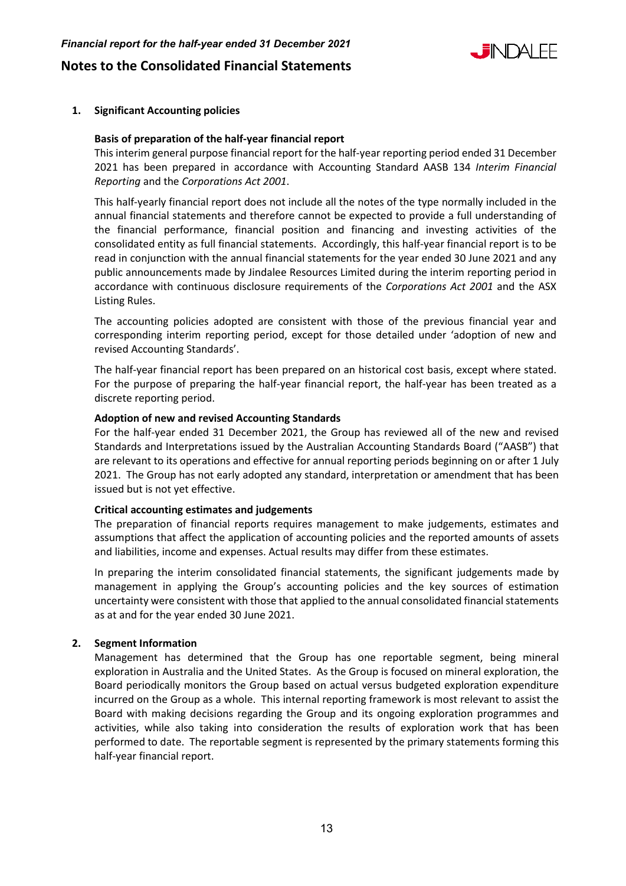# Notes to the Consolidated Financial Statements

## 1. Significant Accounting policies

### Basis of preparation of the half-year financial report

This interim general purpose financial report for the half-year reporting period ended 31 December 2021 has been prepared in accordance with Accounting Standard AASB 134 *Interim Financial Reporting* and the *Corporations Act 2001*.

This half-yearly financial report does not include all the notes of the type normally included in the annual financial statements and therefore cannot be expected to provide a full understanding of the financial performance, financial position and financing and investing activities of the consolidated entity as full financial statements. Accordingly, this half-year financial report is to be read in conjunction with the annual financial statements for the year ended 30 June 2021 and any public announcements made by Jindalee Resources Limited during the interim reporting period in accordance with continuous disclosure requirements of the *Corporations Act 2001* and the ASX Listing Rules.

The accounting policies adopted are consistent with those of the previous financial year and corresponding interim reporting period, except for those detailed under 'adoption of new and revised Accounting Standards'.

The half-year financial report has been prepared on an historical cost basis, except where stated. For the purpose of preparing the half-year financial report, the half-year has been treated as a discrete reporting period.

### Adoption of new and revised Accounting Standards

For the half-year ended 31 December 2021, the Group has reviewed all of the new and revised Standards and Interpretations issued by the Australian Accounting Standards Board ("AASB") that are relevant to its operations and effective for annual reporting periods beginning on or after 1 July 2021. The Group has not early adopted any standard, interpretation or amendment that has been issued but is not yet effective.

### Critical accounting estimates and judgements

The preparation of financial reports requires management to make judgements, estimates and assumptions that affect the application of accounting policies and the reported amounts of assets and liabilities, income and expenses. Actual results may differ from these estimates.

In preparing the interim consolidated financial statements, the significant judgements made by management in applying the Group's accounting policies and the key sources of estimation uncertainty were consistent with those that applied to the annual consolidated financial statements as at and for the year ended 30 June 2021.

## 2. Segment Information

Management has determined that the Group has one reportable segment, being mineral exploration in Australia and the United States. As the Group is focused on mineral exploration, the Board periodically monitors the Group based on actual versus budgeted exploration expenditure incurred on the Group as a whole. This internal reporting framework is most relevant to assist the Board with making decisions regarding the Group and its ongoing exploration programmes and activities, while also taking into consideration the results of exploration work that has been performed to date. The reportable segment is represented by the primary statements forming this half-year financial report.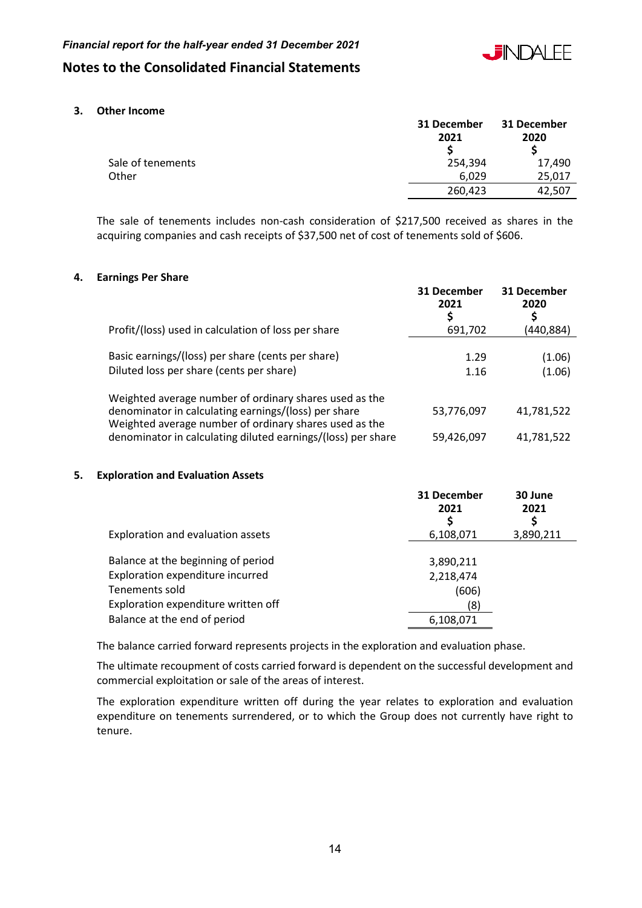## 3. Other Income

| | 31 December 2021 $ | 31 December 2020 $ |
|---|---|---|
| Sale of tenements | 254,394 | 17,490 |
| Other | 6,029 | 25,017 |
| | 260,423 | 42,507 |

The sale of tenements includes non-cash consideration of $217,500 received as shares in the acquiring companies and cash receipts of $37,500 net of cost of tenements sold of $606.

## 4. Earnings Per Share

| | 31 December 2021 $ | 31 December 2020 $ |
|---|---|---|
| Profit/(loss) used in calculation of loss per share | 691,702 | (440,884) |
| Basic earnings/(loss) per share (cents per share) | 1.29 | (1.06) |
| Diluted loss per share (cents per share) | 1.16 | (1.06) |
| Weighted average number of ordinary shares used as the denominator in calculating earnings/(loss) per share | 53,776,097 | 41,781,522 |
| Weighted average number of ordinary shares used as the denominator in calculating diluted earnings/(loss) per share | 59,426,097 | 41,781,522 |

## 5. Exploration and Evaluation Assets

| | 31 December 2021 $ | 30 June 2021 $ |
|---|---|---|
| Exploration and evaluation assets | 6,108,071 | 3,890,211 |
| Balance at the beginning of period | 3,890,211 | |
| Exploration expenditure incurred | 2,218,474 | |
| Tenements sold | (606) | |
| Exploration expenditure written off | (8) | |
| Balance at the end of period | 6,108,071 | |

The balance carried forward represents projects in the exploration and evaluation phase.

The ultimate recoupment of costs carried forward is dependent on the successful development and commercial exploitation or sale of the areas of interest.

The exploration expenditure written off during the year relates to exploration and evaluation expenditure on tenements surrendered, or to which the Group does not currently have right to tenure.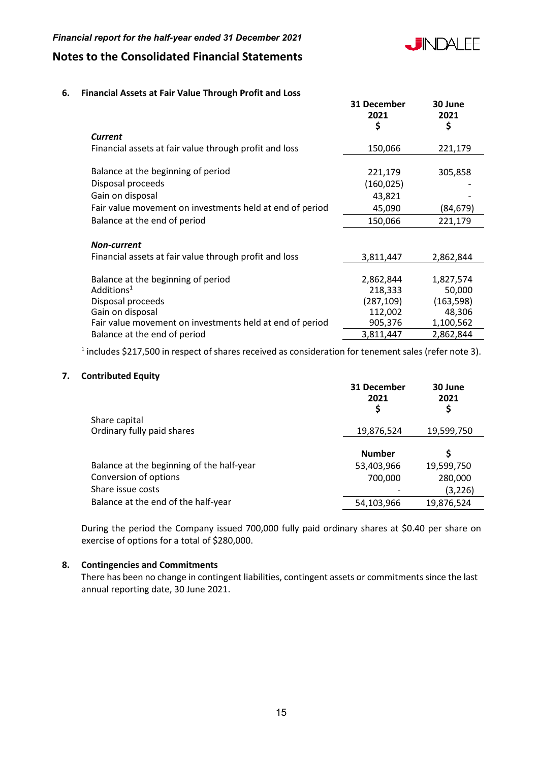## Notes to the Consolidated Financial Statements

### 6. Financial Assets at Fair Value Through Profit and Loss

| | 31 December 2021 $ | 30 June 2021 $ |
|---|---|---|
| ***Current*** | | |
| Financial assets at fair value through profit and loss | 150,066 | 221,179 |
| | | |
| Balance at the beginning of period | 221,179 | 305,858 |
| Disposal proceeds | (160,025) | - |
| Gain on disposal | 43,821 | - |
| Fair value movement on investments held at end of period | 45,090 | (84,679) |
| Balance at the end of period | 150,066 | 221,179 |
| | | |
| ***Non-current*** | | |
| Financial assets at fair value through profit and loss | 3,811,447 | 2,862,844 |
| | | |
| Balance at the beginning of period | 2,862,844 | 1,827,574 |
| Additions[1] | 218,333 | 50,000 |
| Disposal proceeds | (287,109) | (163,598) |
| Gain on disposal | 112,002 | 48,306 |
| Fair value movement on investments held at end of period | 905,376 | 1,100,562 |
| Balance at the end of period | 3,811,447 | 2,862,844 |

[1] includes $217,500 in respect of shares received as consideration for tenement sales (refer note 3).

### 7. Contributed Equity

| | 31 December 2021 $ | 30 June 2021 $ |
|---|---|---|
| Share capital | | |
| Ordinary fully paid shares | 19,876,524 | 19,599,750 |

| | Number | $ |
|---|---|---|
| Balance at the beginning of the half-year | 53,403,966 | 19,599,750 |
| Conversion of options | 700,000 | 280,000 |
| Share issue costs | - | (3,226) |
| Balance at the end of the half-year | 54,103,966 | 19,876,524 |

During the period the Company issued 700,000 fully paid ordinary shares at $0.40 per share on exercise of options for a total of $280,000.

### 8. Contingencies and Commitments

There has been no change in contingent liabilities, contingent assets or commitments since the last annual reporting date, 30 June 2021.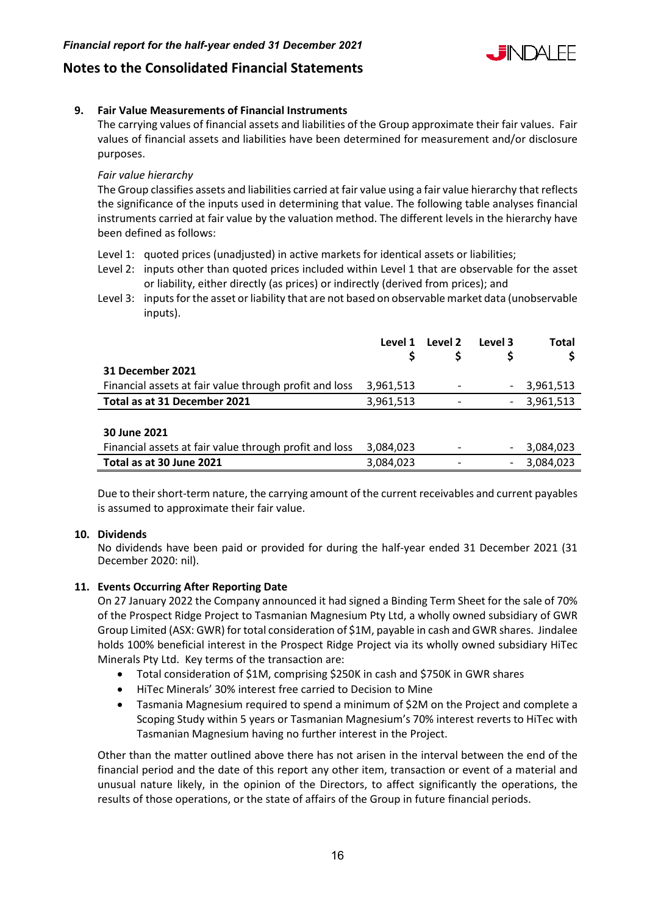## 9. Fair Value Measurements of Financial Instruments

The carrying values of financial assets and liabilities of the Group approximate their fair values. Fair values of financial assets and liabilities have been determined for measurement and/or disclosure purposes.

*Fair value hierarchy*

The Group classifies assets and liabilities carried at fair value using a fair value hierarchy that reflects the significance of the inputs used in determining that value. The following table analyses financial instruments carried at fair value by the valuation method. The different levels in the hierarchy have been defined as follows:

Level 1: quoted prices (unadjusted) in active markets for identical assets or liabilities;

Level 2: inputs other than quoted prices included within Level 1 that are observable for the asset or liability, either directly (as prices) or indirectly (derived from prices); and

Level 3: inputs for the asset or liability that are not based on observable market data (unobservable inputs).

| | Level 1 $ | Level 2 $ | Level 3 $ | Total $ |
|---|---|---|---|---|
| **31 December 2021** | | | | |
| Financial assets at fair value through profit and loss | 3,961,513 | - | - | 3,961,513 |
| **Total as at 31 December 2021** | 3,961,513 | - | - | 3,961,513 |
| | | | | |
| **30 June 2021** | | | | |
| Financial assets at fair value through profit and loss | 3,084,023 | - | - | 3,084,023 |
| **Total as at 30 June 2021** | 3,084,023 | - | - | 3,084,023 |

Due to their short-term nature, the carrying amount of the current receivables and current payables is assumed to approximate their fair value.

## 10. Dividends

No dividends have been paid or provided for during the half-year ended 31 December 2021 (31 December 2020: nil).

## 11. Events Occurring After Reporting Date

On 27 January 2022 the Company announced it had signed a Binding Term Sheet for the sale of 70% of the Prospect Ridge Project to Tasmanian Magnesium Pty Ltd, a wholly owned subsidiary of GWR Group Limited (ASX: GWR) for total consideration of $1M, payable in cash and GWR shares. Jindalee holds 100% beneficial interest in the Prospect Ridge Project via its wholly owned subsidiary HiTec Minerals Pty Ltd. Key terms of the transaction are:

- Total consideration of $1M, comprising $250K in cash and $750K in GWR shares
- HiTec Minerals' 30% interest free carried to Decision to Mine
- Tasmania Magnesium required to spend a minimum of $2M on the Project and complete a Scoping Study within 5 years or Tasmanian Magnesium's 70% interest reverts to HiTec with Tasmanian Magnesium having no further interest in the Project.

Other than the matter outlined above there has not arisen in the interval between the end of the financial period and the date of this report any other item, transaction or event of a material and unusual nature likely, in the opinion of the Directors, to affect significantly the operations, the results of those operations, or the state of affairs of the Group in future financial periods.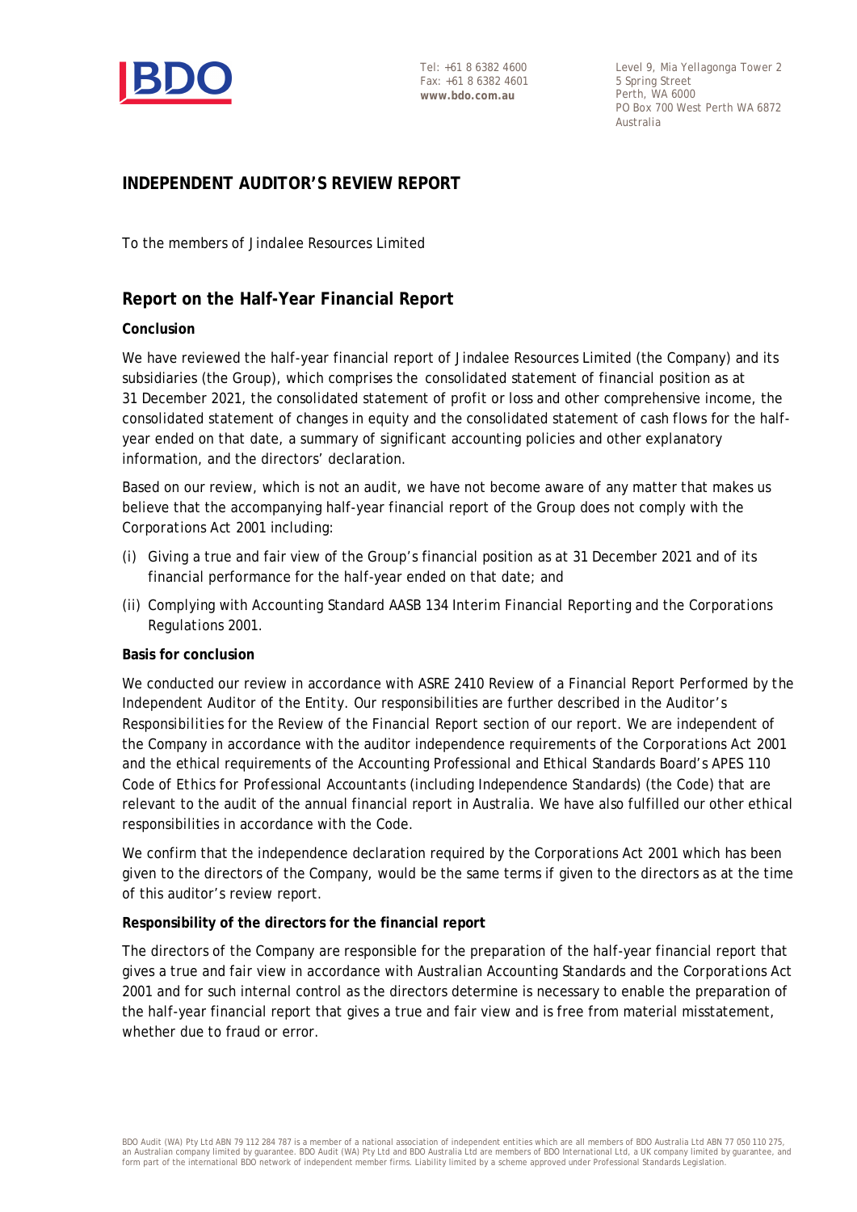Tel: +61 8 6382 4600
Fax: +61 8 6382 4601
**www.bdo.com.au**

Level 9, Mia Yellagonga Tower 2
5 Spring Street
Perth, WA 6000
PO Box 700 West Perth WA 6872
Australia

## INDEPENDENT AUDITOR'S REVIEW REPORT

To the members of Jindalee Resources Limited

## Report on the Half-Year Financial Report

**Conclusion**

We have reviewed the half-year financial report of Jindalee Resources Limited (the Company) and its subsidiaries (the Group), which comprises the consolidated statement of financial position as at 31 December 2021, the consolidated statement of profit or loss and other comprehensive income, the consolidated statement of changes in equity and the consolidated statement of cash flows for the half-year ended on that date, a summary of significant accounting policies and other explanatory information, and the directors' declaration.

Based on our review, which is not an audit, we have not become aware of any matter that makes us believe that the accompanying half-year financial report of the Group does not comply with the *Corporations Act 2001* including:

(i) Giving a true and fair view of the Group's financial position as at 31 December 2021 and of its financial performance for the half-year ended on that date; and

(ii) Complying with Accounting Standard AASB 134 *Interim Financial Reporting* and the *Corporations Regulations 2001*.

**Basis for conclusion**

We conducted our review in accordance with ASRE 2410 *Review of a Financial Report Performed by the Independent Auditor of the Entity*. Our responsibilities are further described in the *Auditor's Responsibilities for the Review of the Financial Report* section of our report. We are independent of the Company in accordance with the auditor independence requirements of the *Corporations Act 2001* and the ethical requirements of the Accounting Professional and Ethical Standards Board's APES 110 *Code of Ethics for Professional Accountants (including Independence Standards)* (the Code) that are relevant to the audit of the annual financial report in Australia. We have also fulfilled our other ethical responsibilities in accordance with the Code.

We confirm that the independence declaration required by the *Corporations Act 2001* which has been given to the directors of the Company, would be the same terms if given to the directors as at the time of this auditor's review report.

**Responsibility of the directors for the financial report**

The directors of the Company are responsible for the preparation of the half-year financial report that gives a true and fair view in accordance with Australian Accounting Standards and the *Corporations Act 2001* and for such internal control as the directors determine is necessary to enable the preparation of the half-year financial report that gives a true and fair view and is free from material misstatement, whether due to fraud or error.

BDO Audit (WA) Pty Ltd ABN 79 112 284 787 is a member of a national association of independent entities which are all members of BDO Australia Ltd ABN 77 050 110 275, an Australian company limited by guarantee. BDO Audit (WA) Pty Ltd and BDO Australia Ltd are members of BDO International Ltd, a UK company limited by guarantee, and form part of the international BDO network of independent member firms. Liability limited by a scheme approved under Professional Standards Legislation.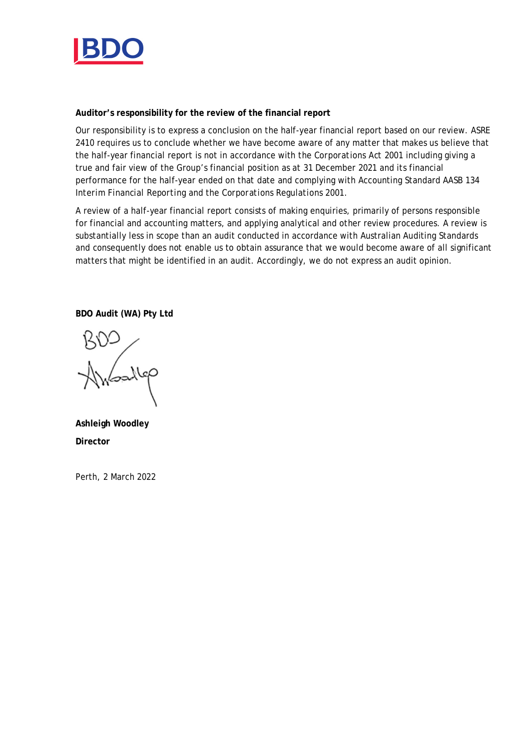**Auditor's responsibility for the review of the financial report**

Our responsibility is to express a conclusion on the half-year financial report based on our review. ASRE 2410 requires us to conclude whether we have become aware of any matter that makes us believe that the half-year financial report is not in accordance with the Corporations Act 2001 including giving a true and fair view of the Group's financial position as at 31 December 2021 and its financial performance for the half-year ended on that date and complying with Accounting Standard AASB 134 Interim Financial Reporting and the Corporations Regulations 2001.

A review of a half-year financial report consists of making enquiries, primarily of persons responsible for financial and accounting matters, and applying analytical and other review procedures. A review is substantially less in scope than an audit conducted in accordance with Australian Auditing Standards and consequently does not enable us to obtain assurance that we would become aware of all significant matters that might be identified in an audit. Accordingly, we do not express an audit opinion.

**BDO Audit (WA) Pty Ltd**

**Ashleigh Woodley**

**Director**

Perth, 2 March 2022